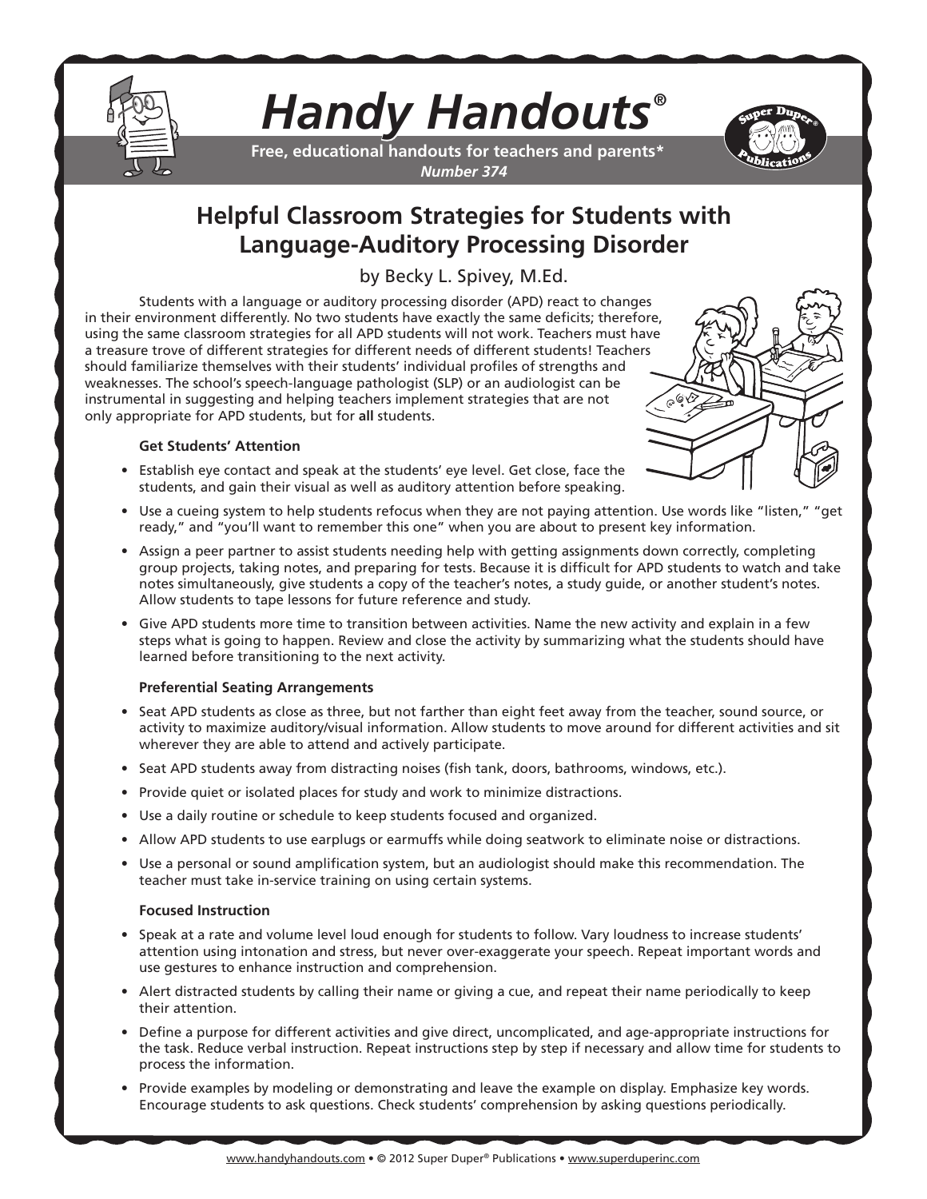# *Handy Handouts*®

**Free, educational handouts for teachers and parents***
*Number 374*

## Helpful Classroom Strategies for Students with Language-Auditory Processing Disorder

by Becky L. Spivey, M.Ed.

Students with a language or auditory processing disorder (APD) react to changes in their environment differently. No two students have exactly the same deficits; therefore, using the same classroom strategies for all APD students will not work. Teachers must have a treasure trove of different strategies for different needs of different students! Teachers should familiarize themselves with their students' individual profiles of strengths and weaknesses. The school's speech-language pathologist (SLP) or an audiologist can be instrumental in suggesting and helping teachers implement strategies that are not only appropriate for APD students, but for **all** students.

**Get Students' Attention**

- Establish eye contact and speak at the students' eye level. Get close, face the students, and gain their visual as well as auditory attention before speaking.
- Use a cueing system to help students refocus when they are not paying attention. Use words like "listen," "get ready," and "you'll want to remember this one" when you are about to present key information.
- Assign a peer partner to assist students needing help with getting assignments down correctly, completing group projects, taking notes, and preparing for tests. Because it is difficult for APD students to watch and take notes simultaneously, give students a copy of the teacher's notes, a study guide, or another student's notes. Allow students to tape lessons for future reference and study.
- Give APD students more time to transition between activities. Name the new activity and explain in a few steps what is going to happen. Review and close the activity by summarizing what the students should have learned before transitioning to the next activity.

**Preferential Seating Arrangements**

- Seat APD students as close as three, but not farther than eight feet away from the teacher, sound source, or activity to maximize auditory/visual information. Allow students to move around for different activities and sit wherever they are able to attend and actively participate.
- Seat APD students away from distracting noises (fish tank, doors, bathrooms, windows, etc.).
- Provide quiet or isolated places for study and work to minimize distractions.
- Use a daily routine or schedule to keep students focused and organized.
- Allow APD students to use earplugs or earmuffs while doing seatwork to eliminate noise or distractions.
- Use a personal or sound amplification system, but an audiologist should make this recommendation. The teacher must take in-service training on using certain systems.

**Focused Instruction**

- Speak at a rate and volume level loud enough for students to follow. Vary loudness to increase students' attention using intonation and stress, but never over-exaggerate your speech. Repeat important words and use gestures to enhance instruction and comprehension.
- Alert distracted students by calling their name or giving a cue, and repeat their name periodically to keep their attention.
- Define a purpose for different activities and give direct, uncomplicated, and age-appropriate instructions for the task. Reduce verbal instruction. Repeat instructions step by step if necessary and allow time for students to process the information.
- Provide examples by modeling or demonstrating and leave the example on display. Emphasize key words. Encourage students to ask questions. Check students' comprehension by asking questions periodically.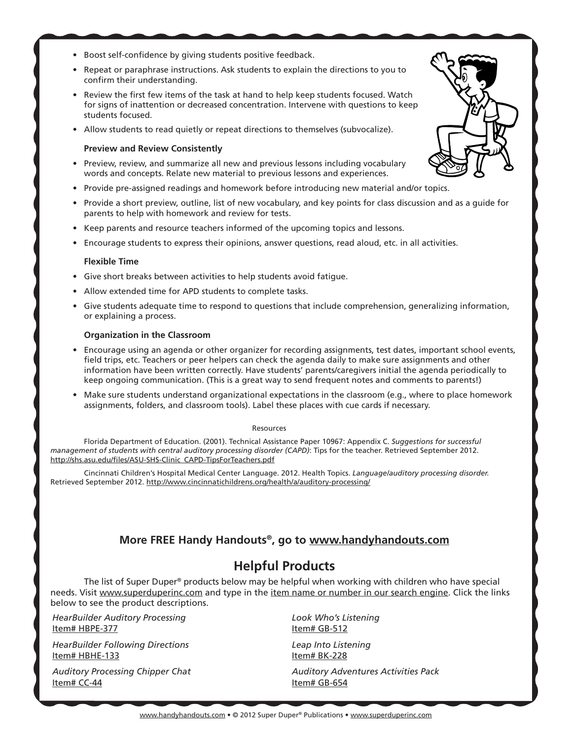- Boost self-confidence by giving students positive feedback.
- Repeat or paraphrase instructions. Ask students to explain the directions to you to confirm their understanding.
- Review the first few items of the task at hand to help keep students focused. Watch for signs of inattention or decreased concentration. Intervene with questions to keep students focused.
- Allow students to read quietly or repeat directions to themselves (subvocalize).

**Preview and Review Consistently**

- Preview, review, and summarize all new and previous lessons including vocabulary words and concepts. Relate new material to previous lessons and experiences.
- Provide pre-assigned readings and homework before introducing new material and/or topics.
- Provide a short preview, outline, list of new vocabulary, and key points for class discussion and as a guide for parents to help with homework and review for tests.
- Keep parents and resource teachers informed of the upcoming topics and lessons.
- Encourage students to express their opinions, answer questions, read aloud, etc. in all activities.

**Flexible Time**

- Give short breaks between activities to help students avoid fatigue.
- Allow extended time for APD students to complete tasks.
- Give students adequate time to respond to questions that include comprehension, generalizing information, or explaining a process.

**Organization in the Classroom**

- Encourage using an agenda or other organizer for recording assignments, test dates, important school events, field trips, etc. Teachers or peer helpers can check the agenda daily to make sure assignments and other information have been written correctly. Have students' parents/caregivers initial the agenda periodically to keep ongoing communication. (This is a great way to send frequent notes and comments to parents!)
- Make sure students understand organizational expectations in the classroom (e.g., where to place homework assignments, folders, and classroom tools). Label these places with cue cards if necessary.

Resources

Florida Department of Education. (2001). Technical Assistance Paper 10967: Appendix C. *Suggestions for successful management of students with central auditory processing disorder (CAPD)*: Tips for the teacher. Retrieved September 2012. http://shs.asu.edu/files/ASU-SHS-Clinic_CAPD-TipsForTeachers.pdf

Cincinnati Children's Hospital Medical Center Language. 2012. Health Topics. *Language/auditory processing disorder.* Retrieved September 2012. http://www.cincinnatichildrens.org/health/a/auditory-processing/

**More FREE Handy Handouts®, go to www.handyhandouts.com**

## Helpful Products

The list of Super Duper® products below may be helpful when working with children who have special needs. Visit www.superduperinc.com and type in the item name or number in our search engine. Click the links below to see the product descriptions.

*HearBuilder Auditory Processing*
Item# HBPE-377

*HearBuilder Following Directions*
Item# HBHE-133

*Auditory Processing Chipper Chat*
Item# CC-44

*Look Who's Listening*
Item# GB-512

*Leap Into Listening*
Item# BK-228

*Auditory Adventures Activities Pack*
Item# GB-654